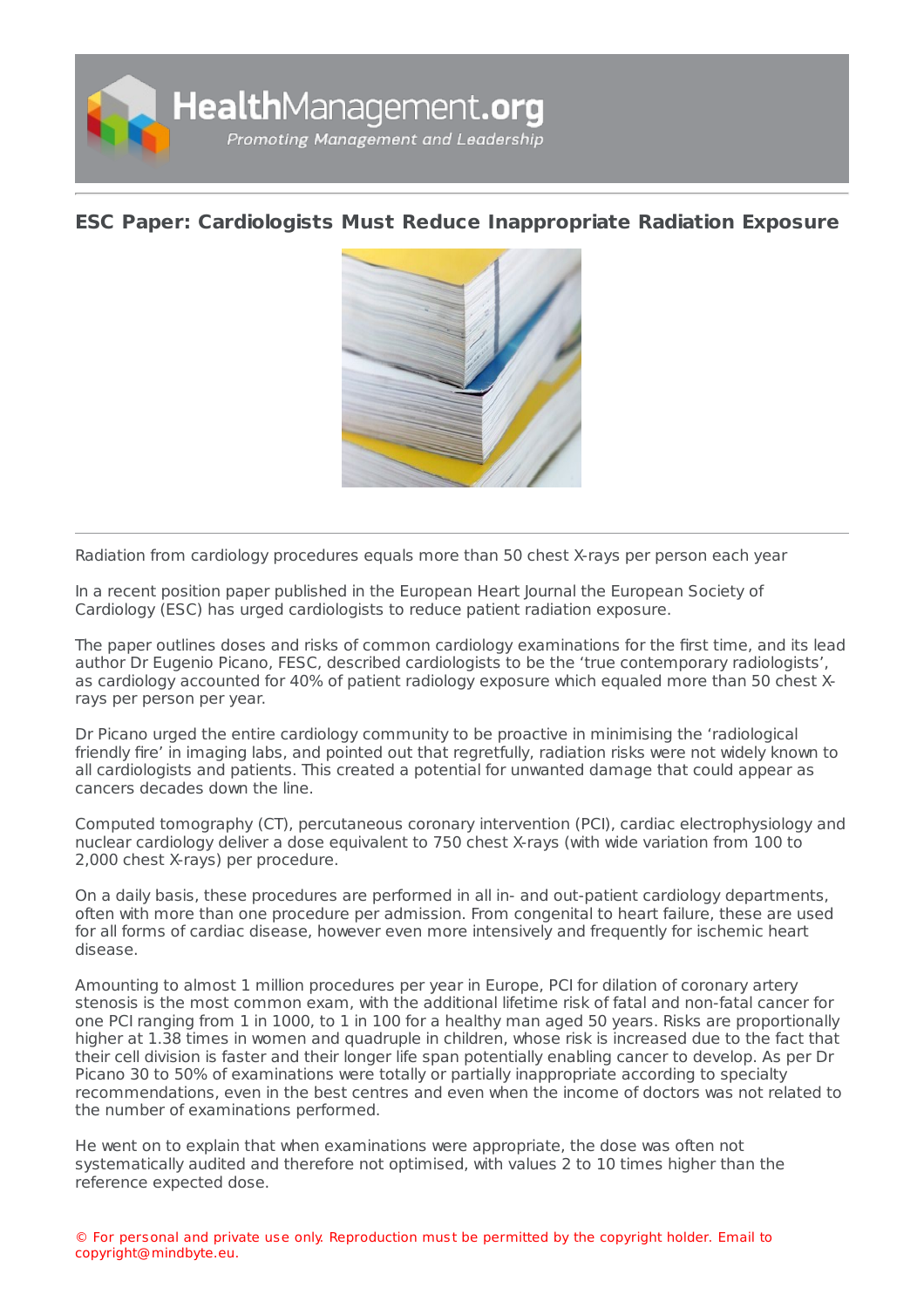# ESC Paper: Cardiologists Must Reduce Inappropriate Radiation Exposure

Radiation from cardiology procedures equals more than 50 chest X-rays per person each year

In a recent position paper published in the European Heart Journal the European Society of Cardiology (ESC) has urged cardiologists to reduce patient radiation exposure.

The paper outlines doses and risks of common cardiology examinations for the first time, and its lead author Dr Eugenio Picano, FESC, described cardiologists to be the 'true contemporary radiologists', as cardiology accounted for 40% of patient radiology exposure which equaled more than 50 chest X-rays per person per year.

Dr Picano urged the entire cardiology community to be proactive in minimising the 'radiological friendly fire' in imaging labs, and pointed out that regretfully, radiation risks were not widely known to all cardiologists and patients. This created a potential for unwanted damage that could appear as cancers decades down the line.

Computed tomography (CT), percutaneous coronary intervention (PCI), cardiac electrophysiology and nuclear cardiology deliver a dose equivalent to 750 chest X-rays (with wide variation from 100 to 2,000 chest X-rays) per procedure.

On a daily basis, these procedures are performed in all in- and out-patient cardiology departments, often with more than one procedure per admission. From congenital to heart failure, these are used for all forms of cardiac disease, however even more intensively and frequently for ischemic heart disease.

Amounting to almost 1 million procedures per year in Europe, PCI for dilation of coronary artery stenosis is the most common exam, with the additional lifetime risk of fatal and non-fatal cancer for one PCI ranging from 1 in 1000, to 1 in 100 for a healthy man aged 50 years. Risks are proportionally higher at 1.38 times in women and quadruple in children, whose risk is increased due to the fact that their cell division is faster and their longer life span potentially enabling cancer to develop. As per Dr Picano 30 to 50% of examinations were totally or partially inappropriate according to specialty recommendations, even in the best centres and even when the income of doctors was not related to the number of examinations performed.

He went on to explain that when examinations were appropriate, the dose was often not systematically audited and therefore not optimised, with values 2 to 10 times higher than the reference expected dose.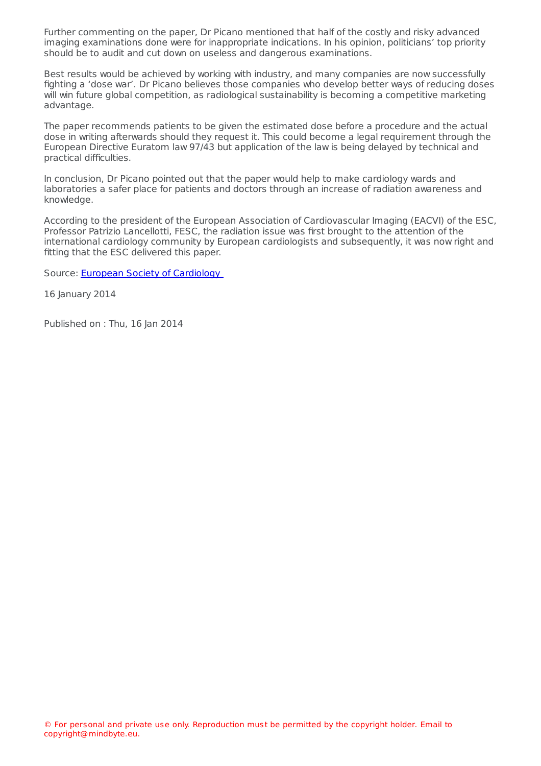Further commenting on the paper, Dr Picano mentioned that half of the costly and risky advanced imaging examinations done were for inappropriate indications. In his opinion, politicians' top priority should be to audit and cut down on useless and dangerous examinations.

Best results would be achieved by working with industry, and many companies are now successfully fighting a 'dose war'. Dr Picano believes those companies who develop better ways of reducing doses will win future global competition, as radiological sustainability is becoming a competitive marketing advantage.

The paper recommends patients to be given the estimated dose before a procedure and the actual dose in writing afterwards should they request it. This could become a legal requirement through the European Directive Euratom law 97/43 but application of the law is being delayed by technical and practical difficulties.

In conclusion, Dr Picano pointed out that the paper would help to make cardiology wards and laboratories a safer place for patients and doctors through an increase of radiation awareness and knowledge.

According to the president of the European Association of Cardiovascular Imaging (EACVI) of the ESC, Professor Patrizio Lancellotti, FESC, the radiation issue was first brought to the attention of the international cardiology community by European cardiologists and subsequently, it was now right and fitting that the ESC delivered this paper.

Source: European Society of Cardiology

16 January 2014

Published on : Thu, 16 Jan 2014

© For personal and private use only. Reproduction must be permitted by the copyright holder. Email to copyright@mindbyte.eu.